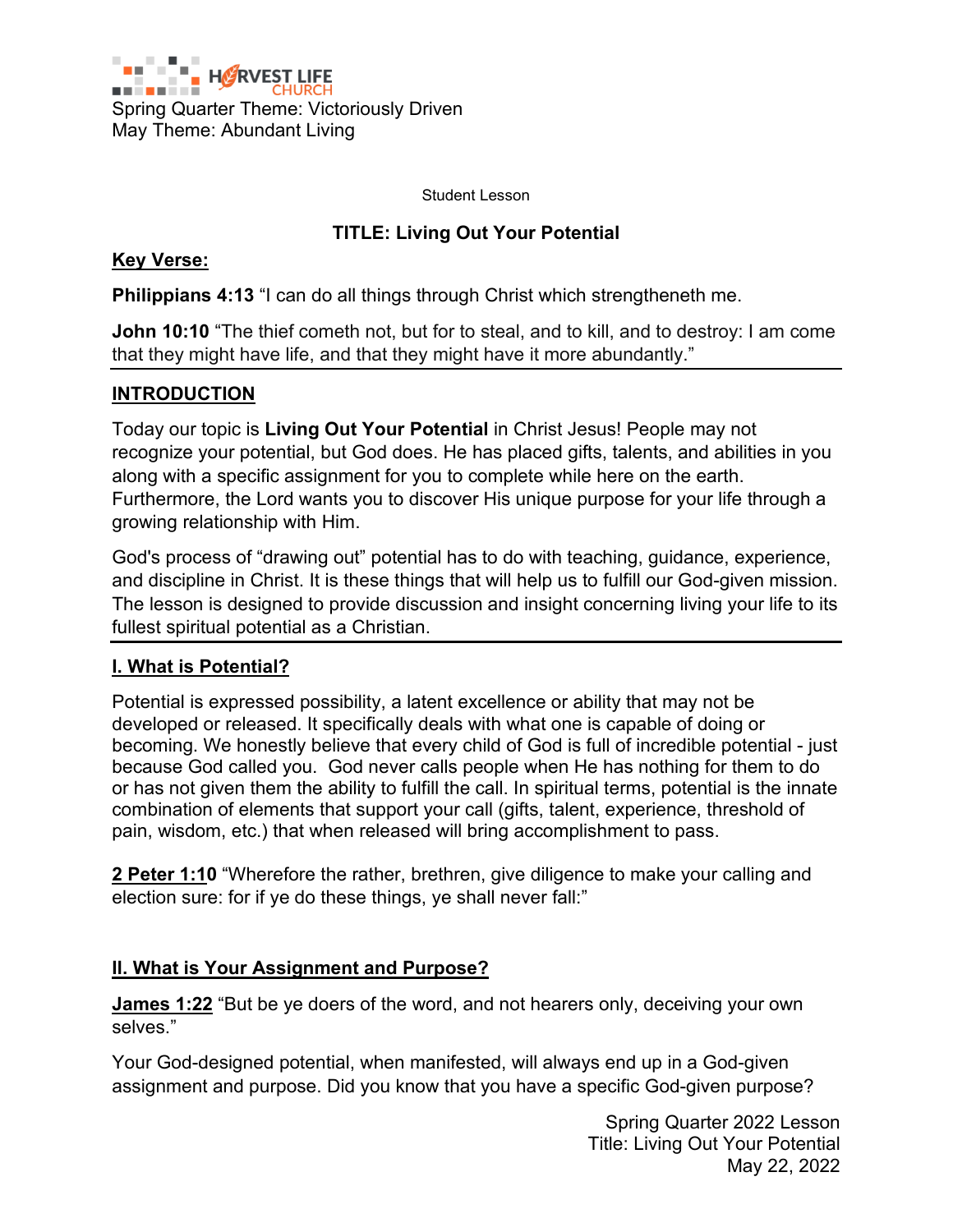HARVEST LIFE CHURCH

Spring Quarter Theme: Victoriously Driven
May Theme: Abundant Living

Student Lesson

# TITLE: Living Out Your Potential

**Key Verse:**

**Philippians 4:13** "I can do all things through Christ which strengtheneth me.

**John 10:10** "The thief cometh not, but for to steal, and to kill, and to destroy: I am come that they might have life, and that they might have it more abundantly."

## INTRODUCTION

Today our topic is **Living Out Your Potential** in Christ Jesus! People may not recognize your potential, but God does. He has placed gifts, talents, and abilities in you along with a specific assignment for you to complete while here on the earth. Furthermore, the Lord wants you to discover His unique purpose for your life through a growing relationship with Him.

God's process of "drawing out" potential has to do with teaching, guidance, experience, and discipline in Christ. It is these things that will help us to fulfill our God-given mission. The lesson is designed to provide discussion and insight concerning living your life to its fullest spiritual potential as a Christian.

## I. What is Potential?

Potential is expressed possibility, a latent excellence or ability that may not be developed or released. It specifically deals with what one is capable of doing or becoming. We honestly believe that every child of God is full of incredible potential - just because God called you. God never calls people when He has nothing for them to do or has not given them the ability to fulfill the call. In spiritual terms, potential is the innate combination of elements that support your call (gifts, talent, experience, threshold of pain, wisdom, etc.) that when released will bring accomplishment to pass.

**2 Peter 1:10** "Wherefore the rather, brethren, give diligence to make your calling and election sure: for if ye do these things, ye shall never fall:"

## II. What is Your Assignment and Purpose?

**James 1:22** "But be ye doers of the word, and not hearers only, deceiving your own selves."

Your God-designed potential, when manifested, will always end up in a God-given assignment and purpose. Did you know that you have a specific God-given purpose?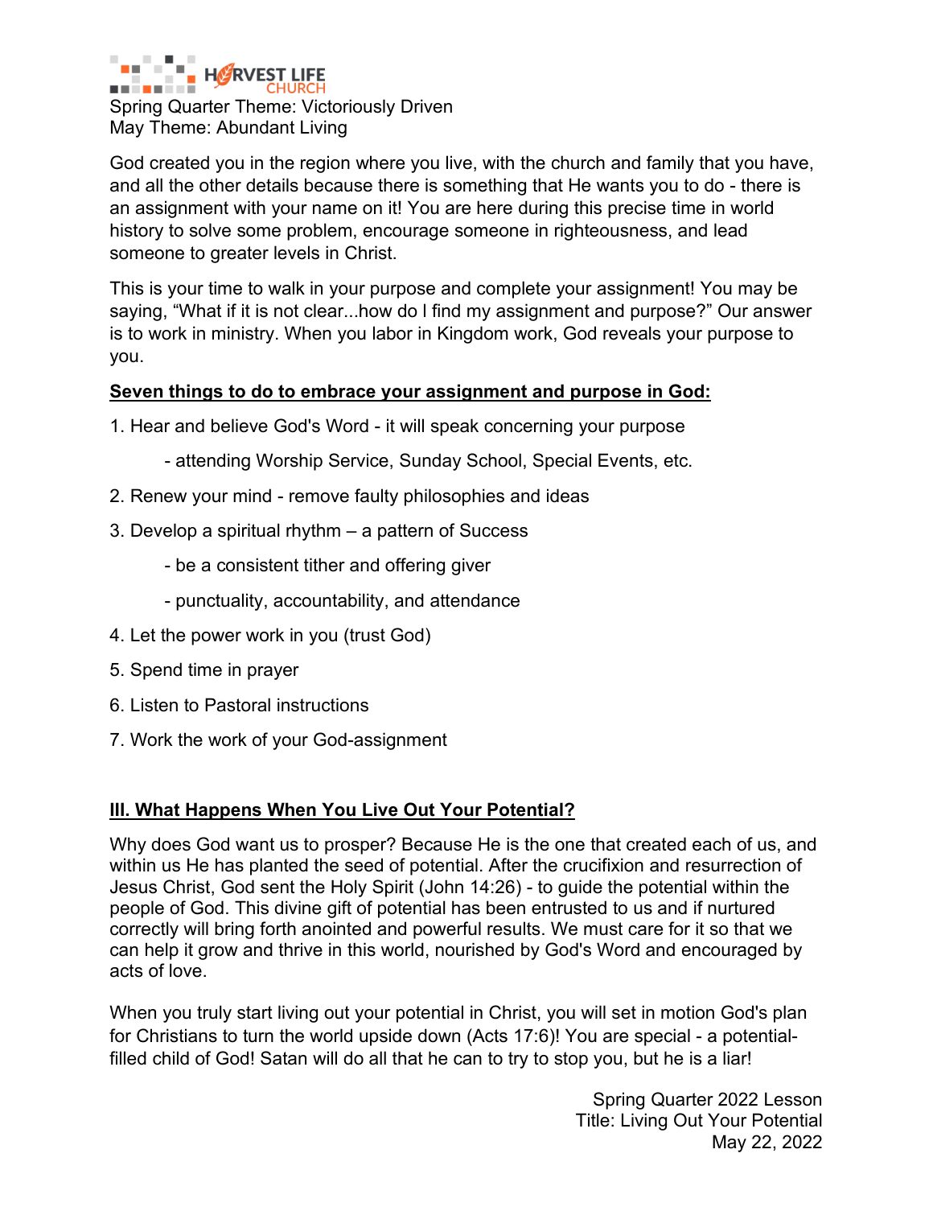Spring Quarter Theme: Victoriously Driven
May Theme: Abundant Living

God created you in the region where you live, with the church and family that you have, and all the other details because there is something that He wants you to do - there is an assignment with your name on it! You are here during this precise time in world history to solve some problem, encourage someone in righteousness, and lead someone to greater levels in Christ.

This is your time to walk in your purpose and complete your assignment! You may be saying, "What if it is not clear...how do I find my assignment and purpose?" Our answer is to work in ministry. When you labor in Kingdom work, God reveals your purpose to you.

**Seven things to do to embrace your assignment and purpose in God:**

1. Hear and believe God's Word - it will speak concerning your purpose
    - attending Worship Service, Sunday School, Special Events, etc.
2. Renew your mind - remove faulty philosophies and ideas
3. Develop a spiritual rhythm – a pattern of Success
    - be a consistent tither and offering giver
    - punctuality, accountability, and attendance
4. Let the power work in you (trust God)
5. Spend time in prayer
6. Listen to Pastoral instructions
7. Work the work of your God-assignment

**III. What Happens When You Live Out Your Potential?**

Why does God want us to prosper? Because He is the one that created each of us, and within us He has planted the seed of potential. After the crucifixion and resurrection of Jesus Christ, God sent the Holy Spirit (John 14:26) - to guide the potential within the people of God. This divine gift of potential has been entrusted to us and if nurtured correctly will bring forth anointed and powerful results. We must care for it so that we can help it grow and thrive in this world, nourished by God's Word and encouraged by acts of love.

When you truly start living out your potential in Christ, you will set in motion God's plan for Christians to turn the world upside down (Acts 17:6)! You are special - a potential-filled child of God! Satan will do all that he can to try to stop you, but he is a liar!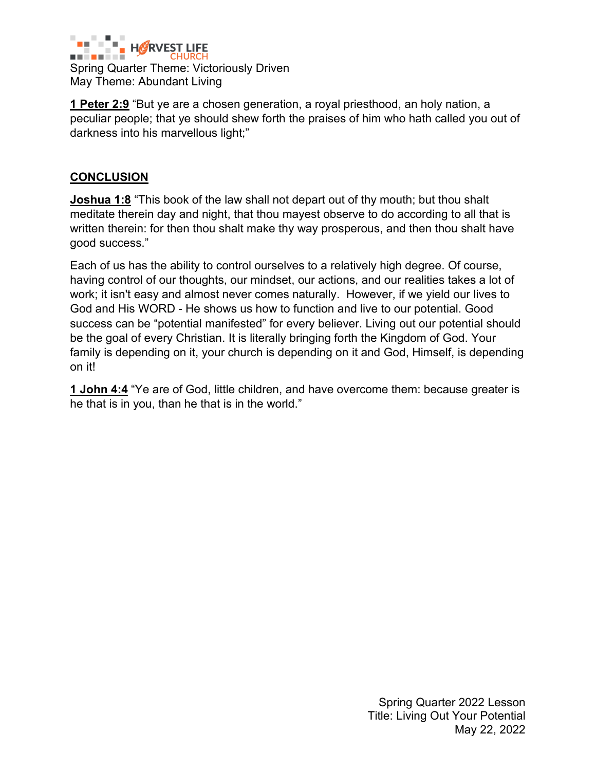**1 Peter 2:9** "But ye are a chosen generation, a royal priesthood, an holy nation, a peculiar people; that ye should shew forth the praises of him who hath called you out of darkness into his marvellous light;"

## CONCLUSION

**Joshua 1:8** "This book of the law shall not depart out of thy mouth; but thou shalt meditate therein day and night, that thou mayest observe to do according to all that is written therein: for then thou shalt make thy way prosperous, and then thou shalt have good success."

Each of us has the ability to control ourselves to a relatively high degree. Of course, having control of our thoughts, our mindset, our actions, and our realities takes a lot of work; it isn't easy and almost never comes naturally. However, if we yield our lives to God and His WORD - He shows us how to function and live to our potential. Good success can be "potential manifested" for every believer. Living out our potential should be the goal of every Christian. It is literally bringing forth the Kingdom of God. Your family is depending on it, your church is depending on it and God, Himself, is depending on it!

**1 John 4:4** "Ye are of God, little children, and have overcome them: because greater is he that is in you, than he that is in the world."